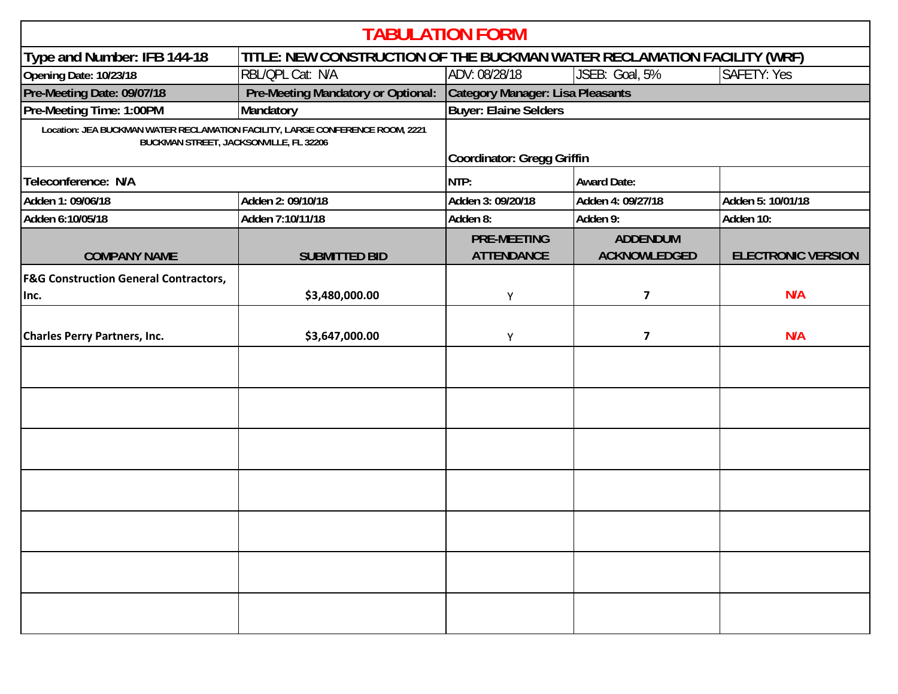# TABULATION FORM

| Type and Number: IFB 144-18 | TITLE: NEW CONSTRUCTION OF THE BUCKMAN WATER RECLAMATION FACILITY (WRF) | | | |
|---|---|---|---|---|
| Opening Date: 10/23/18 | RBL/QPL Cat: N/A | ADV: 08/28/18 | JSEB: Goal, 5% | SAFETY: Yes |
| Pre-Meeting Date: 09/07/18 | Pre-Meeting Mandatory or Optional: | Category Manager: Lisa Pleasants | | |
| Pre-Meeting Time: 1:00PM | Mandatory | Buyer: Elaine Selders | | |
| Location: JEA BUCKMAN WATER RECLAMATION FACILITY, LARGE CONFERENCE ROOM, 2221 BUCKMAN STREET, JACKSONVILLE, FL 32206 | | Coordinator: Gregg Griffin | | |
| Teleconference: N/A | | NTP: | Award Date: | |
| Adden 1: 09/06/18 | Adden 2: 09/10/18 | Adden 3: 09/20/18 | Adden 4: 09/27/18 | Adden 5: 10/01/18 |
| Adden 6:10/05/18 | Adden 7:10/11/18 | Adden 8: | Adden 9: | Adden 10: |

| COMPANY NAME | SUBMITTED BID | PRE-MEETING ATTENDANCE | ADDENDUM ACKNOWLEDGED | ELECTRONIC VERSION |
|---|---|---|---|---|
| F&G Construction General Contractors, Inc. | $3,480,000.00 | Y | 7 | N/A |
| Charles Perry Partners, Inc. | $3,647,000.00 | Y | 7 | N/A |
| | | | | |
| | | | | |
| | | | | |
| | | | | |
| | | | | |
| | | | | |
| | | | | |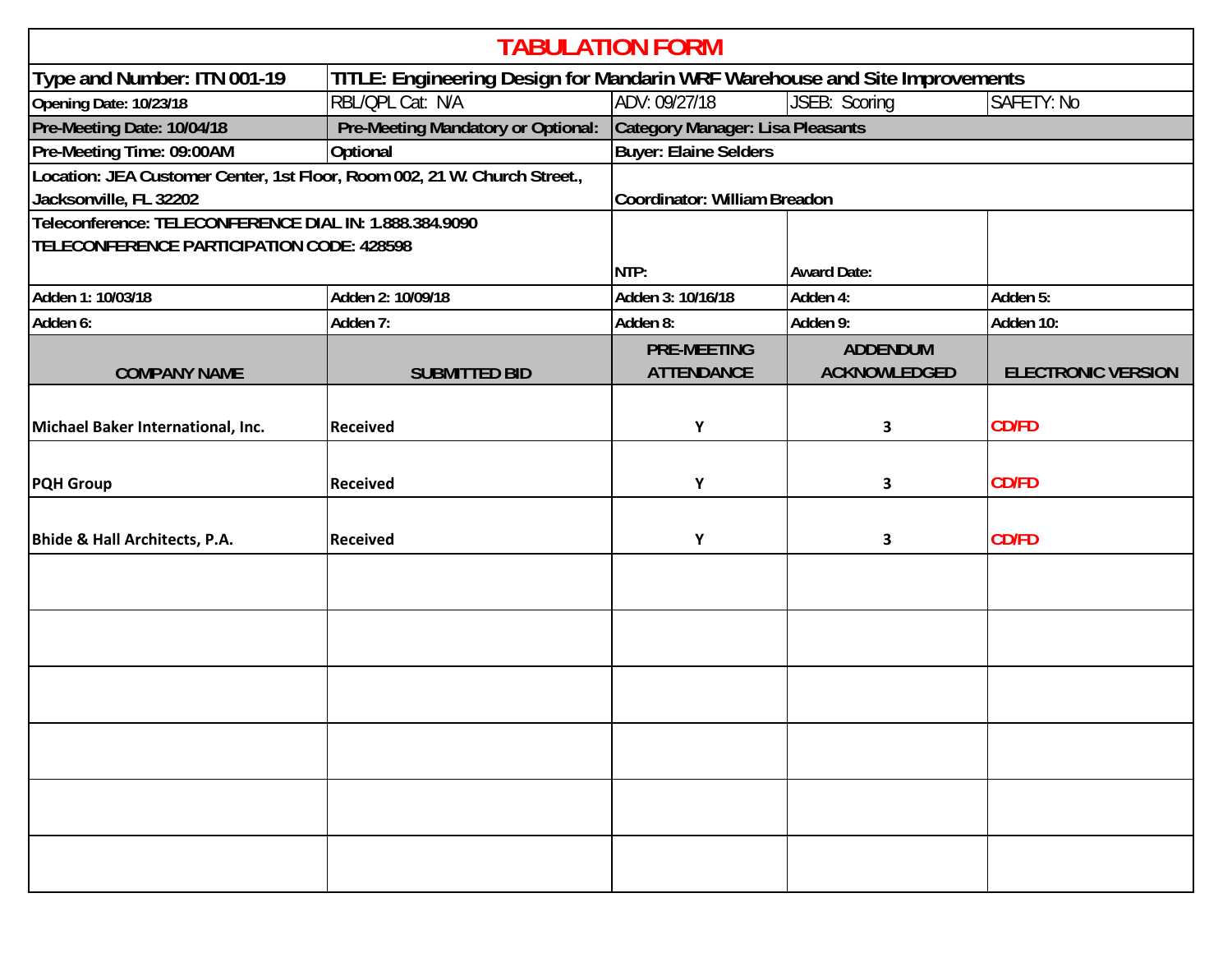# TABULATION FORM

| Type and Number: ITN 001-19 | TITLE: Engineering Design for Mandarin WRF Warehouse and Site Improvements | | | |
|---|---|---|---|---|
| Opening Date: 10/23/18 | RBL/QPL Cat: N/A | ADV: 09/27/18 | JSEB: Scoring | SAFETY: No |
| Pre-Meeting Date: 10/04/18 | Pre-Meeting Mandatory or Optional: | Category Manager: Lisa Pleasants | | |
| Pre-Meeting Time: 09:00AM | Optional | Buyer: Elaine Selders | | |
| Location: JEA Customer Center, 1st Floor, Room 002, 21 W. Church Street., Jacksonville, FL 32202 | | Coordinator: William Breadon | | |
| Teleconference: TELECONFERENCE DIAL IN: 1.888.384.9090 TELECONFERENCE PARTICIPATION CODE: 428598 | | NTP: | Award Date: | |
| Adden 1: 10/03/18 | Adden 2: 10/09/18 | Adden 3: 10/16/18 | Adden 4: | Adden 5: |
| Adden 6: | Adden 7: | Adden 8: | Adden 9: | Adden 10: |
| **COMPANY NAME** | **SUBMITTED BID** | **PRE-MEETING ATTENDANCE** | **ADDENDUM ACKNOWLEDGED** | **ELECTRONIC VERSION** |
| Michael Baker International, Inc. | Received | Y | 3 | CD/FD |
| PQH Group | Received | Y | 3 | CD/FD |
| Bhide & Hall Architects, P.A. | Received | Y | 3 | CD/FD |
| | | | | |
| | | | | |
| | | | | |
| | | | | |
| | | | | |
| | | | | |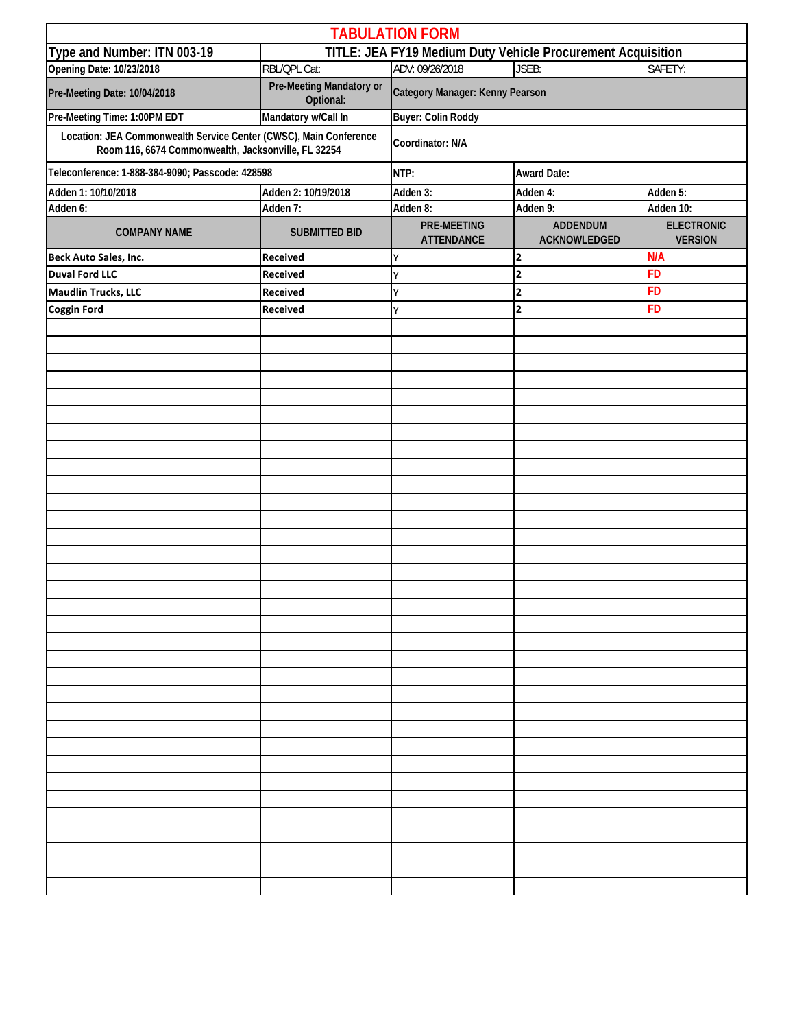# TABULATION FORM

| | | | | |
|---|---|---|---|---|
| Type and Number: ITN 003-19 | TITLE: JEA FY19 Medium Duty Vehicle Procurement Acquisition | | | |
| Opening Date: 10/23/2018 | RBL/QPL Cat: | ADV: 09/26/2018 | JSEB: | SAFETY: |
| Pre-Meeting Date: 10/04/2018 | Pre-Meeting Mandatory or Optional: | Category Manager: Kenny Pearson | | |
| Pre-Meeting Time: 1:00PM EDT | Mandatory w/Call In | Buyer: Colin Roddy | | |
| Location: JEA Commonwealth Service Center (CWSC), Main Conference Room 116, 6674 Commonwealth, Jacksonville, FL 32254 | | Coordinator: N/A | | |
| Teleconference: 1-888-384-9090; Passcode: 428598 | | NTP: | Award Date: | |
| Adden 1: 10/10/2018 | Adden 2: 10/19/2018 | Adden 3: | Adden 4: | Adden 5: |
| Adden 6: | Adden 7: | Adden 8: | Adden 9: | Adden 10: |
| **COMPANY NAME** | **SUBMITTED BID** | **PRE-MEETING ATTENDANCE** | **ADDENDUM ACKNOWLEDGED** | **ELECTRONIC VERSION** |
| Beck Auto Sales, Inc. | Received | Y | 2 | N/A |
| Duval Ford LLC | Received | Y | 2 | FD |
| Maudlin Trucks, LLC | Received | Y | 2 | FD |
| Coggin Ford | Received | Y | 2 | FD |